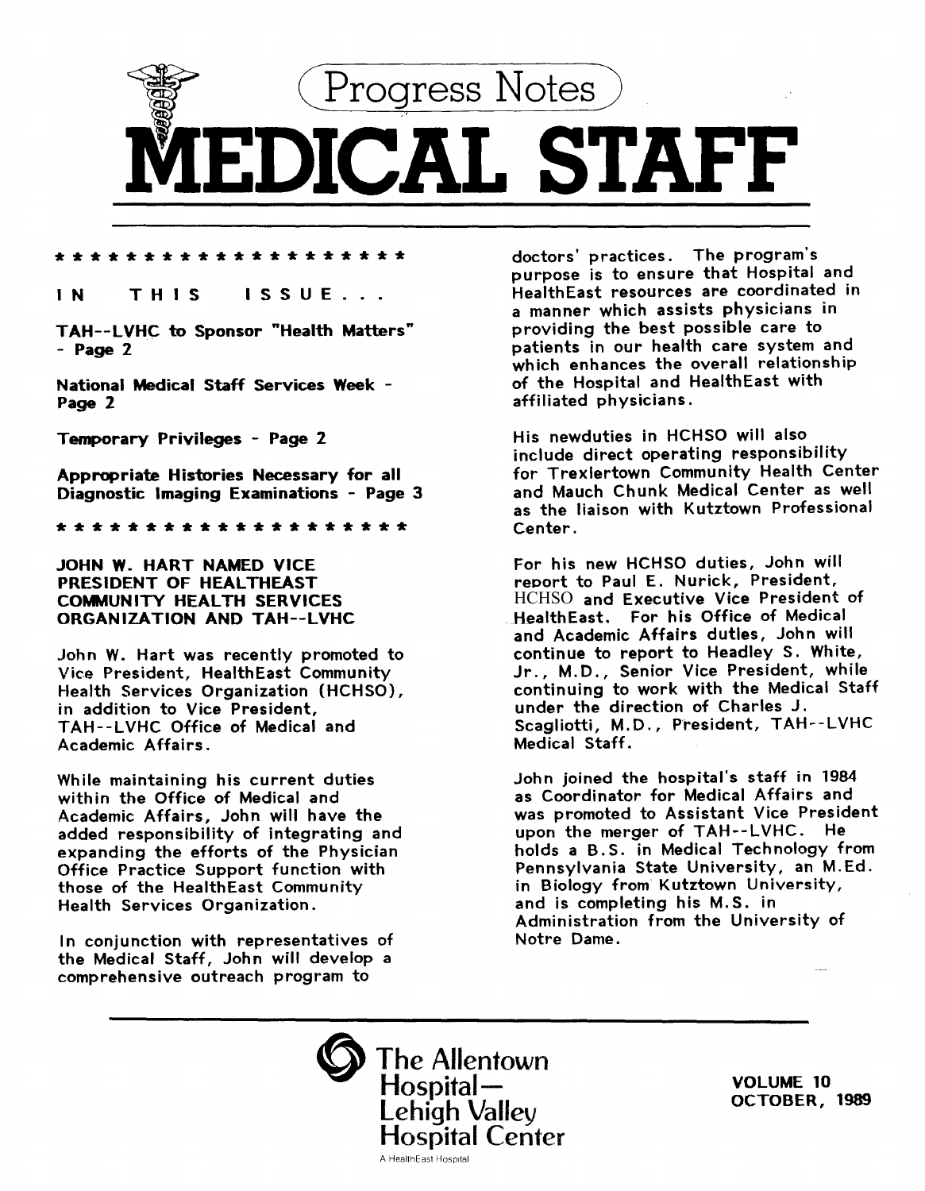# Progress Notes

# MEDICAL STAFF

* * * * * * * * * * * * * * * * * * * * *

**IN THIS ISSUE . . .**

**TAH--LVHC to Sponsor "Health Matters" - Page 2**

**National Medical Staff Services Week - Page 2**

**Temporary Privileges - Page 2**

**Appropriate Histories Necessary for all Diagnostic Imaging Examinations - Page 3**

* * * * * * * * * * * * * * * * * * * * *

## JOHN W. HART NAMED VICE PRESIDENT OF HEALTHEAST COMMUNITY HEALTH SERVICES ORGANIZATION AND TAH--LVHC

John W. Hart was recently promoted to Vice President, HealthEast Community Health Services Organization (HCHSO), in addition to Vice President, TAH--LVHC Office of Medical and Academic Affairs.

While maintaining his current duties within the Office of Medical and Academic Affairs, John will have the added responsibility of integrating and expanding the efforts of the Physician Office Practice Support function with those of the HealthEast Community Health Services Organization.

In conjunction with representatives of the Medical Staff, John will develop a comprehensive outreach program to doctors' practices. The program's purpose is to ensure that Hospital and HealthEast resources are coordinated in a manner which assists physicians in providing the best possible care to patients in our health care system and which enhances the overall relationship of the Hospital and HealthEast with affiliated physicians.

His newduties in HCHSO will also include direct operating responsibility for Trexlertown Community Health Center and Mauch Chunk Medical Center as well as the liaison with Kutztown Professional Center.

For his new HCHSO duties, John will report to Paul E. Nurick, President, HCHSO and Executive Vice President of HealthEast. For his Office of Medical and Academic Affairs duties, John will continue to report to Headley S. White, Jr., M.D., Senior Vice President, while continuing to work with the Medical Staff under the direction of Charles J. Scagliotti, M.D., President, TAH--LVHC Medical Staff.

John joined the hospital's staff in 1984 as Coordinator for Medical Affairs and was promoted to Assistant Vice President upon the merger of TAH--LVHC. He holds a B.S. in Medical Technology from Pennsylvania State University, an M.Ed. in Biology from Kutztown University, and is completing his M.S. in Administration from the University of Notre Dame.

The Allentown Hospital—Lehigh Valley Hospital Center
A HealthEast Hospital

VOLUME 10
OCTOBER, 1989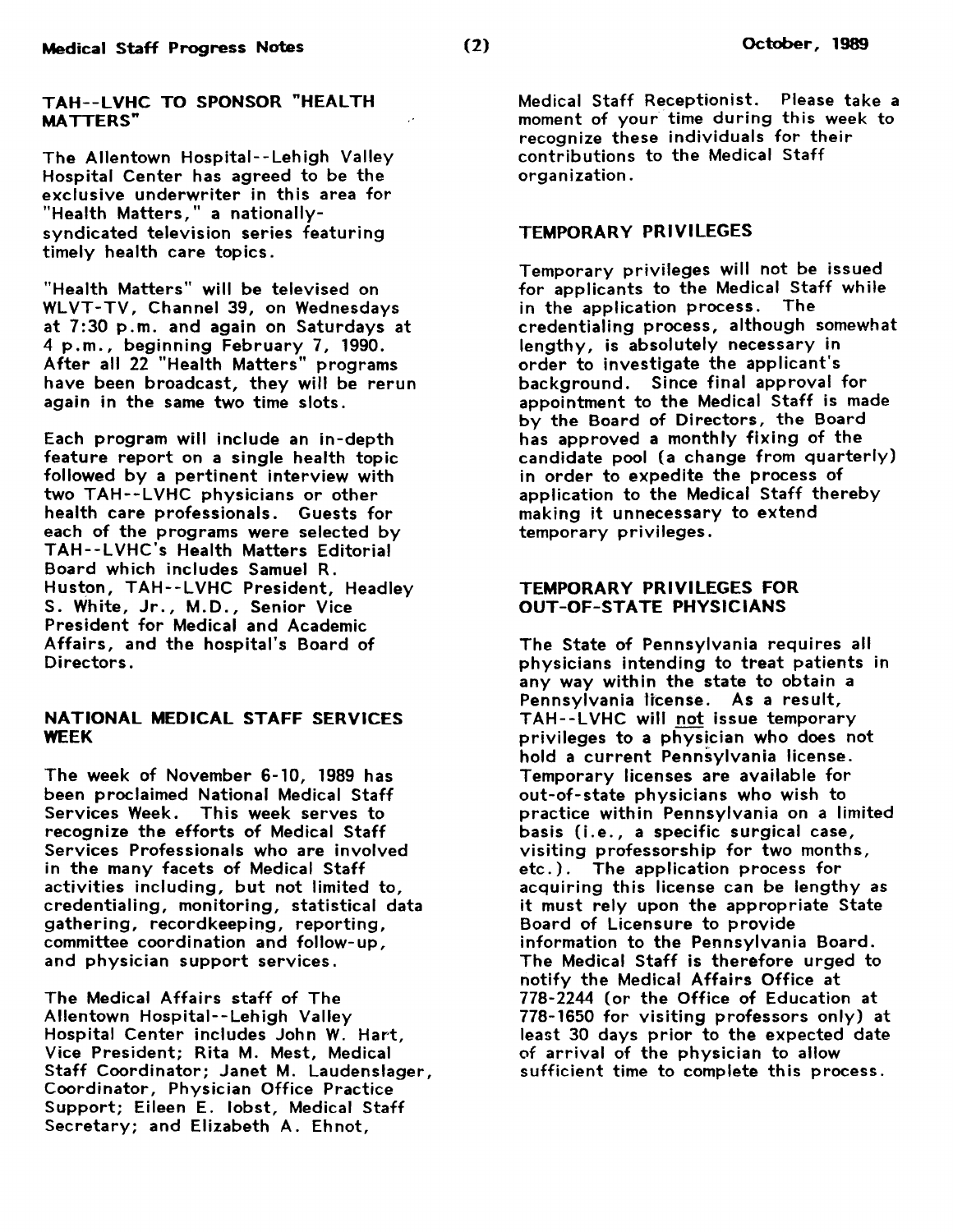## TAH--LVHC TO SPONSOR "HEALTH MATTERS"

The Allentown Hospital--Lehigh Valley Hospital Center has agreed to be the exclusive underwriter in this area for "Health Matters," a nationally-syndicated television series featuring timely health care topics.

"Health Matters" will be televised on WLVT-TV, Channel 39, on Wednesdays at 7:30 p.m. and again on Saturdays at 4 p.m., beginning February 7, 1990. After all 22 "Health Matters" programs have been broadcast, they will be rerun again in the same two time slots.

Each program will include an in-depth feature report on a single health topic followed by a pertinent interview with two TAH--LVHC physicians or other health care professionals. Guests for each of the programs were selected by TAH--LVHC's Health Matters Editorial Board which includes Samuel R. Huston, TAH--LVHC President, Headley S. White, Jr., M.D., Senior Vice President for Medical and Academic Affairs, and the hospital's Board of Directors.

## NATIONAL MEDICAL STAFF SERVICES WEEK

The week of November 6-10, 1989 has been proclaimed National Medical Staff Services Week. This week serves to recognize the efforts of Medical Staff Services Professionals who are involved in the many facets of Medical Staff activities including, but not limited to, credentialing, monitoring, statistical data gathering, recordkeeping, reporting, committee coordination and follow-up, and physician support services.

The Medical Affairs staff of The Allentown Hospital--Lehigh Valley Hospital Center includes John W. Hart, Vice President; Rita M. Mest, Medical Staff Coordinator; Janet M. Laudenslager, Coordinator, Physician Office Practice Support; Eileen E. Iobst, Medical Staff Secretary; and Elizabeth A. Ehnot, Medical Staff Receptionist. Please take a moment of your time during this week to recognize these individuals for their contributions to the Medical Staff organization.

## TEMPORARY PRIVILEGES

Temporary privileges will not be issued for applicants to the Medical Staff while in the application process. The credentialing process, although somewhat lengthy, is absolutely necessary in order to investigate the applicant's background. Since final approval for appointment to the Medical Staff is made by the Board of Directors, the Board has approved a monthly fixing of the candidate pool (a change from quarterly) in order to expedite the process of application to the Medical Staff thereby making it unnecessary to extend temporary privileges.

## TEMPORARY PRIVILEGES FOR OUT-OF-STATE PHYSICIANS

The State of Pennsylvania requires all physicians intending to treat patients in any way within the state to obtain a Pennsylvania license. As a result, TAH--LVHC will not issue temporary privileges to a physician who does not hold a current Pennsylvania license. Temporary licenses are available for out-of-state physicians who wish to practice within Pennsylvania on a limited basis (i.e., a specific surgical case, visiting professorship for two months, etc.). The application process for acquiring this license can be lengthy as it must rely upon the appropriate State Board of Licensure to provide information to the Pennsylvania Board. The Medical Staff is therefore urged to notify the Medical Affairs Office at 778-2244 (or the Office of Education at 778-1650 for visiting professors only) at least 30 days prior to the expected date of arrival of the physician to allow sufficient time to complete this process.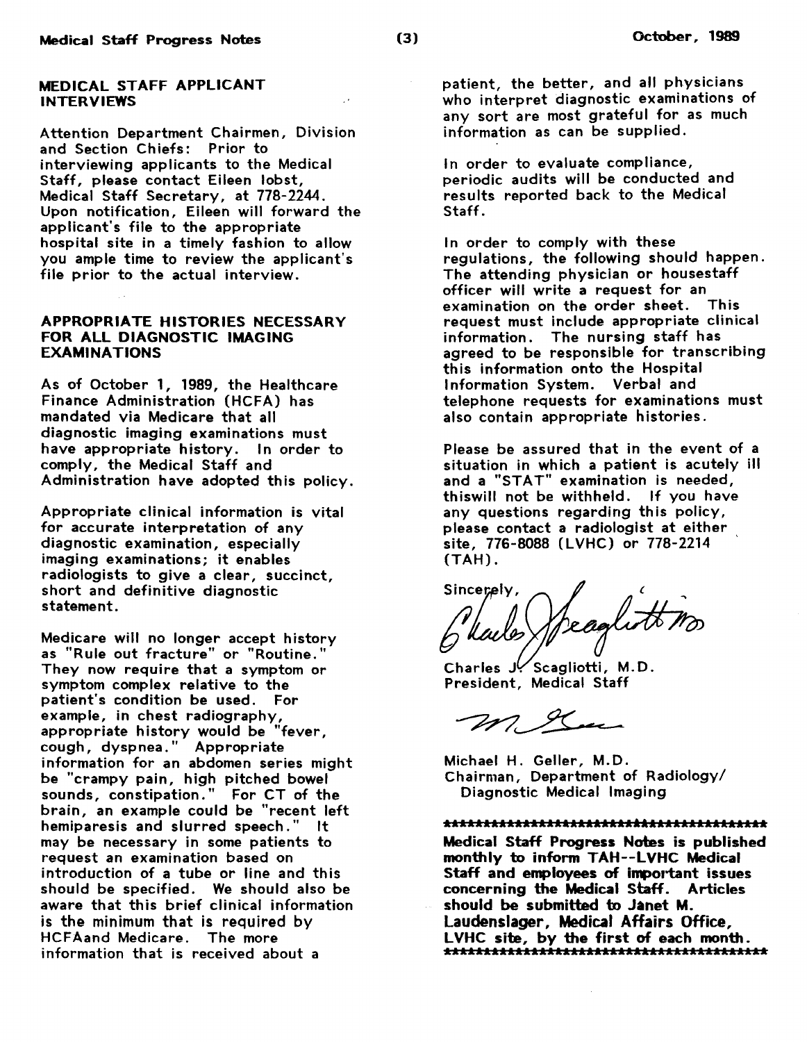## MEDICAL STAFF APPLICANT INTERVIEWS

Attention Department Chairmen, Division and Section Chiefs: Prior to interviewing applicants to the Medical Staff, please contact Eileen Iobst, Medical Staff Secretary, at 778-2244. Upon notification, Eileen will forward the applicant's file to the appropriate hospital site in a timely fashion to allow you ample time to review the applicant's file prior to the actual interview.

## APPROPRIATE HISTORIES NECESSARY FOR ALL DIAGNOSTIC IMAGING EXAMINATIONS

As of October 1, 1989, the Healthcare Finance Administration (HCFA) has mandated via Medicare that all diagnostic imaging examinations must have appropriate history. In order to comply, the Medical Staff and Administration have adopted this policy.

Appropriate clinical information is vital for accurate interpretation of any diagnostic examination, especially imaging examinations; it enables radiologists to give a clear, succinct, short and definitive diagnostic statement.

Medicare will no longer accept history as "Rule out fracture" or "Routine." They now require that a symptom or symptom complex relative to the patient's condition be used. For example, in chest radiography, appropriate history would be "fever, cough, dyspnea." Appropriate information for an abdomen series might be "crampy pain, high pitched bowel sounds, constipation." For CT of the brain, an example could be "recent left hemiparesis and slurred speech." It may be necessary in some patients to request an examination based on introduction of a tube or line and this should be specified. We should also be aware that this brief clinical information is the minimum that is required by HCFAand Medicare. The more information that is received about a patient, the better, and all physicians who interpret diagnostic examinations of any sort are most grateful for as much information as can be supplied.

In order to evaluate compliance, periodic audits will be conducted and results reported back to the Medical Staff.

In order to comply with these regulations, the following should happen. The attending physician or housestaff officer will write a request for an examination on the order sheet. This request must include appropriate clinical information. The nursing staff has agreed to be responsible for transcribing this information onto the Hospital Information System. Verbal and telephone requests for examinations must also contain appropriate histories.

Please be assured that in the event of a situation in which a patient is acutely ill and a "STAT" examination is needed, thiswill not be withheld. If you have any questions regarding this policy, please contact a radiologist at either site, 776-8088 (LVHC) or 778-2214 (TAH).

Sincerely,

Charles J. Scagliotti, M.D.
President, Medical Staff

Michael H. Geller, M.D.
Chairman, Department of Radiology/
Diagnostic Medical Imaging

*****************************************

**Medical Staff Progress Notes is published monthly to inform TAH--LVHC Medical Staff and employees of important issues concerning the Medical Staff. Articles should be submitted to Janet M. Laudenslager, Medical Affairs Office, LVHC site, by the first of each month.**

*****************************************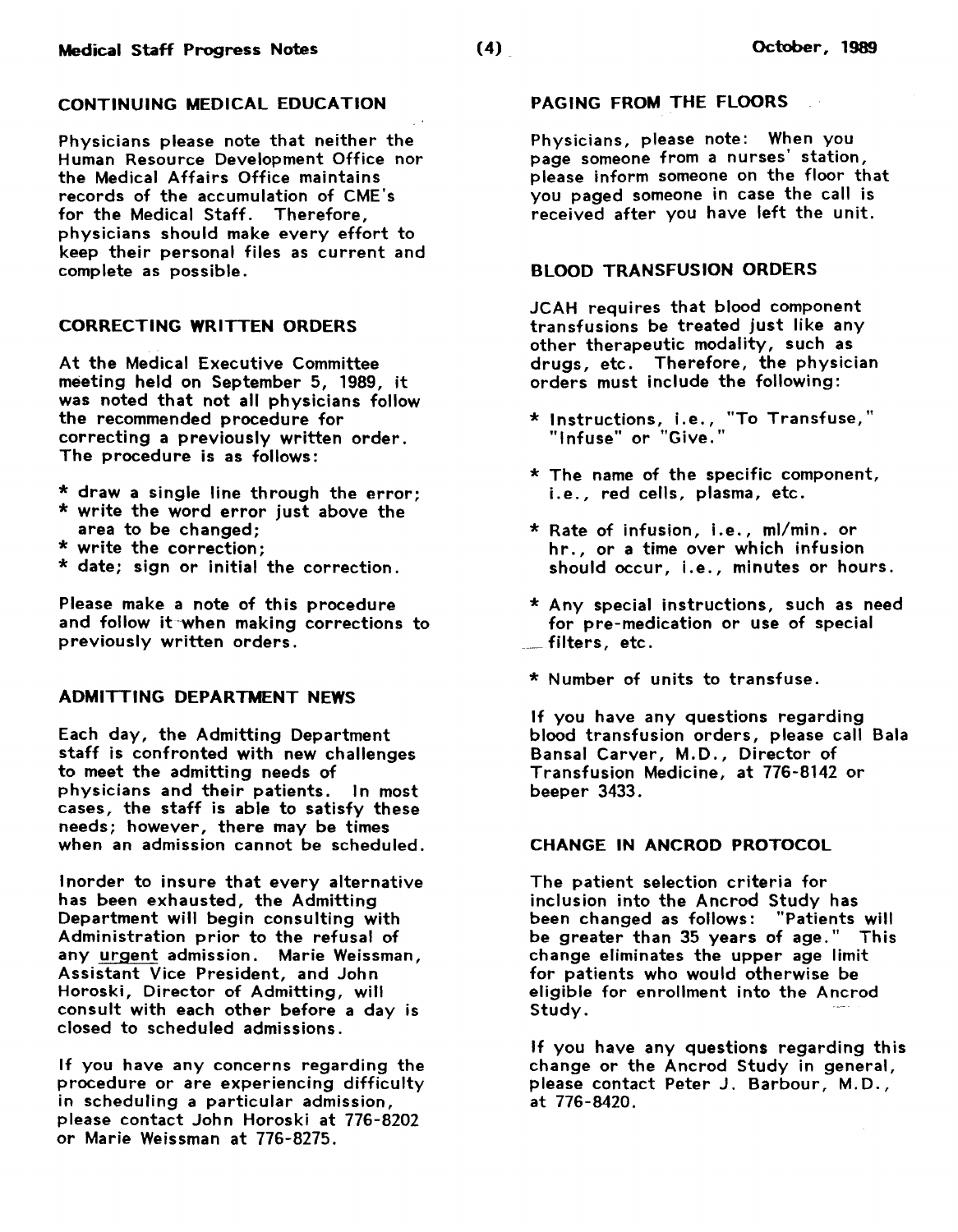## CONTINUING MEDICAL EDUCATION

Physicians please note that neither the Human Resource Development Office nor the Medical Affairs Office maintains records of the accumulation of CME's for the Medical Staff. Therefore, physicians should make every effort to keep their personal files as current and complete as possible.

## CORRECTING WRITTEN ORDERS

At the Medical Executive Committee meeting held on September 5, 1989, it was noted that not all physicians follow the recommended procedure for correcting a previously written order. The procedure is as follows:

* draw a single line through the error;
* write the word error just above the area to be changed;
* write the correction;
* date; sign or initial the correction.

Please make a note of this procedure and follow it when making corrections to previously written orders.

## ADMITTING DEPARTMENT NEWS

Each day, the Admitting Department staff is confronted with new challenges to meet the admitting needs of physicians and their patients. In most cases, the staff is able to satisfy these needs; however, there may be times when an admission cannot be scheduled.

Inorder to insure that every alternative has been exhausted, the Admitting Department will begin consulting with Administration prior to the refusal of any <u>urgent</u> admission. Marie Weissman, Assistant Vice President, and John Horoski, Director of Admitting, will consult with each other before a day is closed to scheduled admissions.

If you have any concerns regarding the procedure or are experiencing difficulty in scheduling a particular admission, please contact John Horoski at 776-8202 or Marie Weissman at 776-8275.

## PAGING FROM THE FLOORS

Physicians, please note: When you page someone from a nurses' station, please inform someone on the floor that you paged someone in case the call is received after you have left the unit.

## BLOOD TRANSFUSION ORDERS

JCAH requires that blood component transfusions be treated just like any other therapeutic modality, such as drugs, etc. Therefore, the physician orders must include the following:

* Instructions, i.e., "To Transfuse," "Infuse" or "Give."
* The name of the specific component, i.e., red cells, plasma, etc.
* Rate of infusion, i.e., ml/min. or hr., or a time over which infusion should occur, i.e., minutes or hours.
* Any special instructions, such as need for pre-medication or use of special filters, etc.
* Number of units to transfuse.

If you have any questions regarding blood transfusion orders, please call Bala Bansal Carver, M.D., Director of Transfusion Medicine, at 776-8142 or beeper 3433.

## CHANGE IN ANCROD PROTOCOL

The patient selection criteria for inclusion into the Ancrod Study has been changed as follows: "Patients will be greater than 35 years of age." This change eliminates the upper age limit for patients who would otherwise be eligible for enrollment into the Ancrod Study.

If you have any questions regarding this change or the Ancrod Study in general, please contact Peter J. Barbour, M.D., at 776-8420.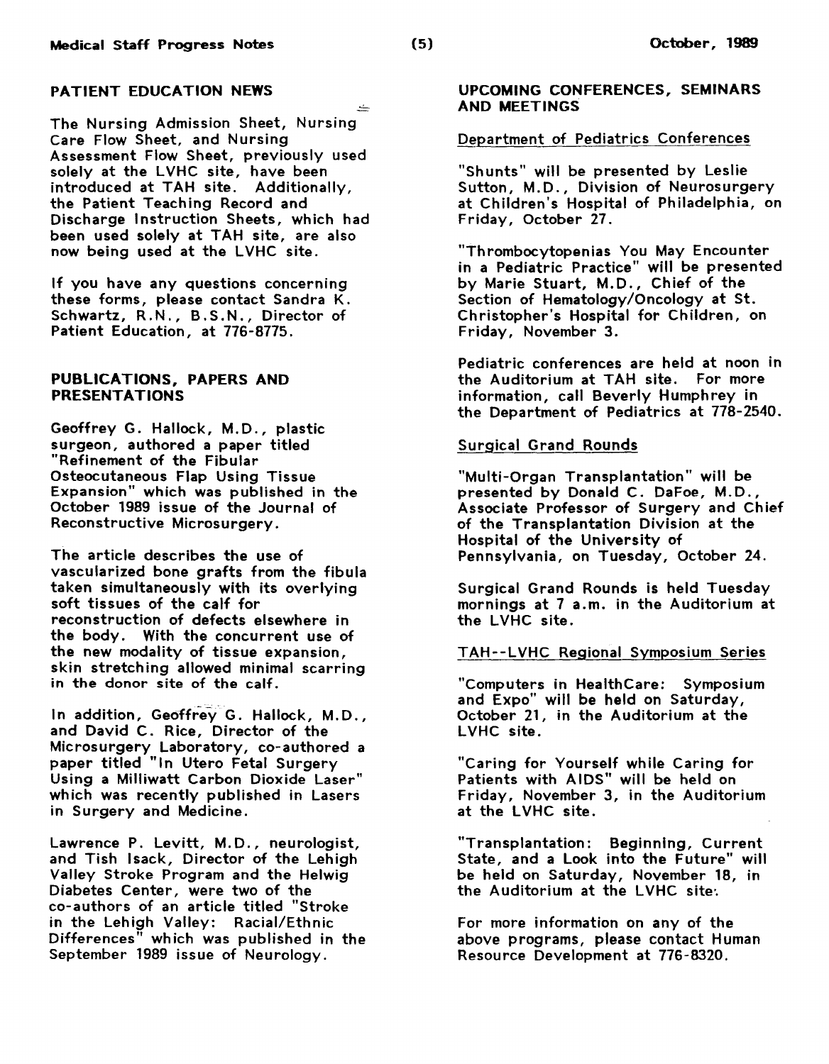## PATIENT EDUCATION NEWS

The Nursing Admission Sheet, Nursing Care Flow Sheet, and Nursing Assessment Flow Sheet, previously used solely at the LVHC site, have been introduced at TAH site. Additionally, the Patient Teaching Record and Discharge Instruction Sheets, which had been used solely at TAH site, are also now being used at the LVHC site.

If you have any questions concerning these forms, please contact Sandra K. Schwartz, R.N., B.S.N., Director of Patient Education, at 776-8775.

## PUBLICATIONS, PAPERS AND PRESENTATIONS

Geoffrey G. Hallock, M.D., plastic surgeon, authored a paper titled "Refinement of the Fibular Osteocutaneous Flap Using Tissue Expansion" which was published in the October 1989 issue of the Journal of Reconstructive Microsurgery.

The article describes the use of vascularized bone grafts from the fibula taken simultaneously with its overlying soft tissues of the calf for reconstruction of defects elsewhere in the body. With the concurrent use of the new modality of tissue expansion, skin stretching allowed minimal scarring in the donor site of the calf.

In addition, Geoffrey G. Hallock, M.D., and David C. Rice, Director of the Microsurgery Laboratory, co-authored a paper titled "In Utero Fetal Surgery Using a Milliwatt Carbon Dioxide Laser" which was recently published in Lasers in Surgery and Medicine.

Lawrence P. Levitt, M.D., neurologist, and Tish Isack, Director of the Lehigh Valley Stroke Program and the Helwig Diabetes Center, were two of the co-authors of an article titled "Stroke in the Lehigh Valley: Racial/Ethnic Differences" which was published in the September 1989 issue of Neurology.

## UPCOMING CONFERENCES, SEMINARS AND MEETINGS

### Department of Pediatrics Conferences

"Shunts" will be presented by Leslie Sutton, M.D., Division of Neurosurgery at Children's Hospital of Philadelphia, on Friday, October 27.

"Thrombocytopenias You May Encounter in a Pediatric Practice" will be presented by Marie Stuart, M.D., Chief of the Section of Hematology/Oncology at St. Christopher's Hospital for Children, on Friday, November 3.

Pediatric conferences are held at noon in the Auditorium at TAH site. For more information, call Beverly Humphrey in the Department of Pediatrics at 778-2540.

### Surgical Grand Rounds

"Multi-Organ Transplantation" will be presented by Donald C. DaFoe, M.D., Associate Professor of Surgery and Chief of the Transplantation Division at the Hospital of the University of Pennsylvania, on Tuesday, October 24.

Surgical Grand Rounds is held Tuesday mornings at 7 a.m. in the Auditorium at the LVHC site.

### TAH--LVHC Regional Symposium Series

"Computers in HealthCare: Symposium and Expo" will be held on Saturday, October 21, in the Auditorium at the LVHC site.

"Caring for Yourself while Caring for Patients with AIDS" will be held on Friday, November 3, in the Auditorium at the LVHC site.

"Transplantation: Beginning, Current State, and a Look into the Future" will be held on Saturday, November 18, in the Auditorium at the LVHC site.

For more information on any of the above programs, please contact Human Resource Development at 776-8320.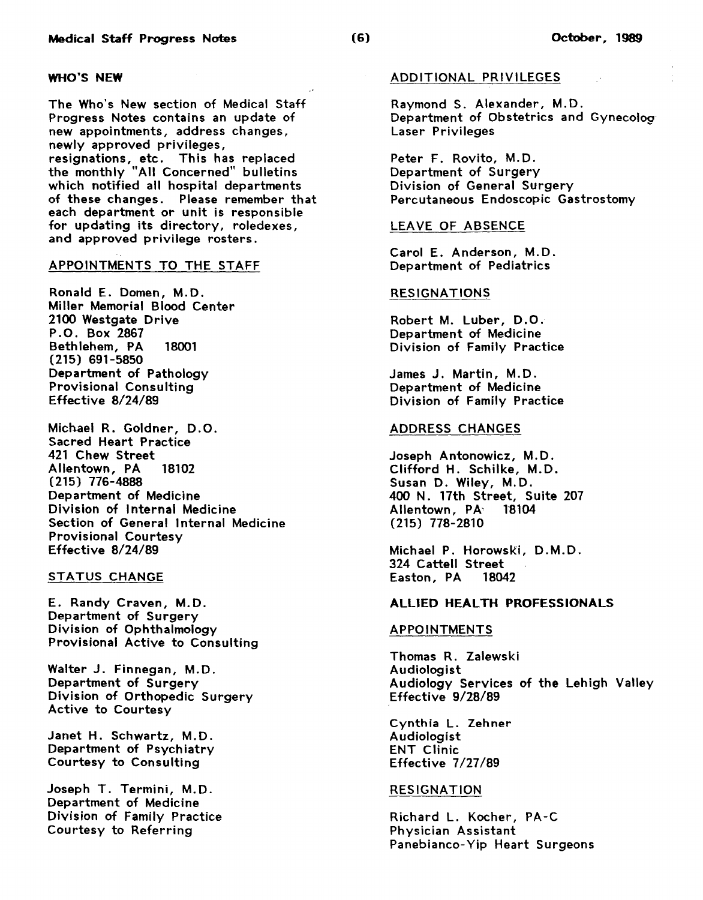## WHO'S NEW

The Who's New section of Medical Staff Progress Notes contains an update of new appointments, address changes, newly approved privileges, resignations, etc. This has replaced the monthly "All Concerned" bulletins which notified all hospital departments of these changes. Please remember that each department or unit is responsible for updating its directory, roledexes, and approved privilege rosters.

### APPOINTMENTS TO THE STAFF

Ronald E. Domen, M.D.
Miller Memorial Blood Center
2100 Westgate Drive
P.O. Box 2867
Bethlehem, PA 18001
(215) 691-5850
Department of Pathology
Provisional Consulting
Effective 8/24/89

Michael R. Goldner, D.O.
Sacred Heart Practice
421 Chew Street
Allentown, PA 18102
(215) 776-4888
Department of Medicine
Division of Internal Medicine
Section of General Internal Medicine
Provisional Courtesy
Effective 8/24/89

### STATUS CHANGE

E. Randy Craven, M.D.
Department of Surgery
Division of Ophthalmology
Provisional Active to Consulting

Walter J. Finnegan, M.D.
Department of Surgery
Division of Orthopedic Surgery
Active to Courtesy

Janet H. Schwartz, M.D.
Department of Psychiatry
Courtesy to Consulting

Joseph T. Termini, M.D.
Department of Medicine
Division of Family Practice
Courtesy to Referring

### ADDITIONAL PRIVILEGES

Raymond S. Alexander, M.D.
Department of Obstetrics and Gynecolog
Laser Privileges

Peter F. Rovito, M.D.
Department of Surgery
Division of General Surgery
Percutaneous Endoscopic Gastrostomy

### LEAVE OF ABSENCE

Carol E. Anderson, M.D.
Department of Pediatrics

### RESIGNATIONS

Robert M. Luber, D.O.
Department of Medicine
Division of Family Practice

James J. Martin, M.D.
Department of Medicine
Division of Family Practice

### ADDRESS CHANGES

Joseph Antonowicz, M.D.
Clifford H. Schilke, M.D.
Susan D. Wiley, M.D.
400 N. 17th Street, Suite 207
Allentown, PA 18104
(215) 778-2810

Michael P. Horowski, D.M.D.
324 Cattell Street
Easton, PA 18042

## ALLIED HEALTH PROFESSIONALS

### APPOINTMENTS

Thomas R. Zalewski
Audiologist
Audiology Services of the Lehigh Valley
Effective 9/28/89

Cynthia L. Zehner
Audiologist
ENT Clinic
Effective 7/27/89

### RESIGNATION

Richard L. Kocher, PA-C
Physician Assistant
Panebianco-Yip Heart Surgeons